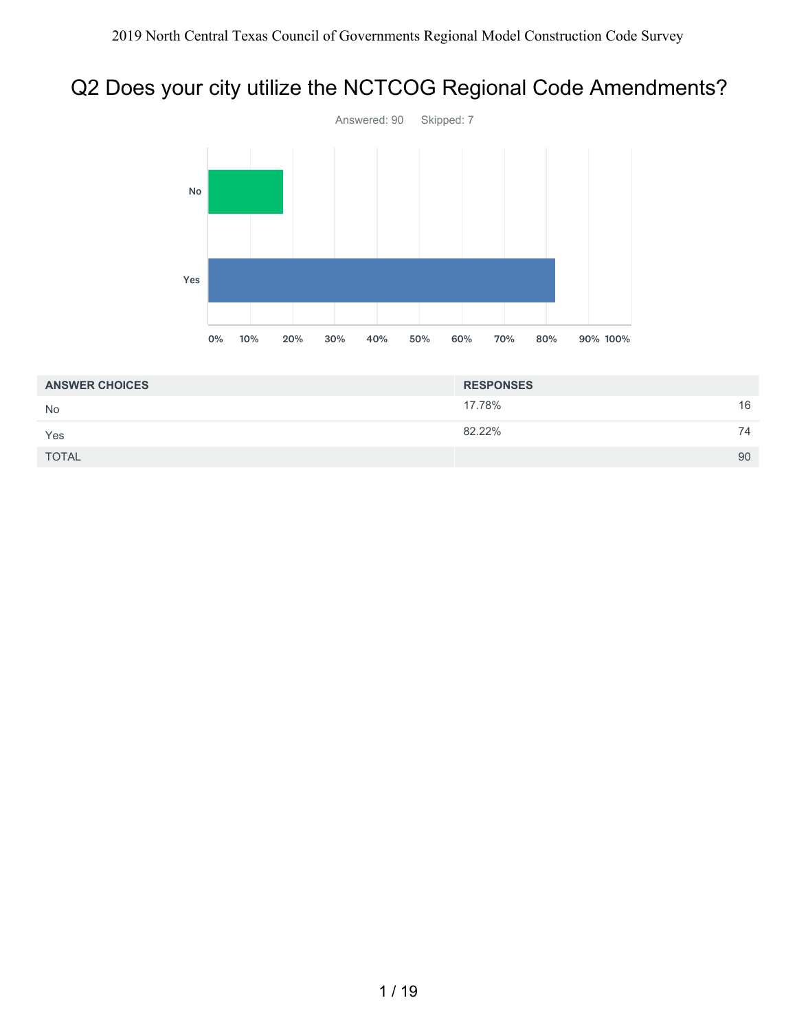2019 North Central Texas Council of Governments Regional Model Construction Code Survey

# Q2 Does your city utilize the NCTCOG Regional Code Amendments?

Answered: 90 Skipped: 7

| ANSWER CHOICES | RESPONSES | |
|---|---|---|
| No | 17.78% | 16 |
| Yes | 82.22% | 74 |
| TOTAL | | 90 |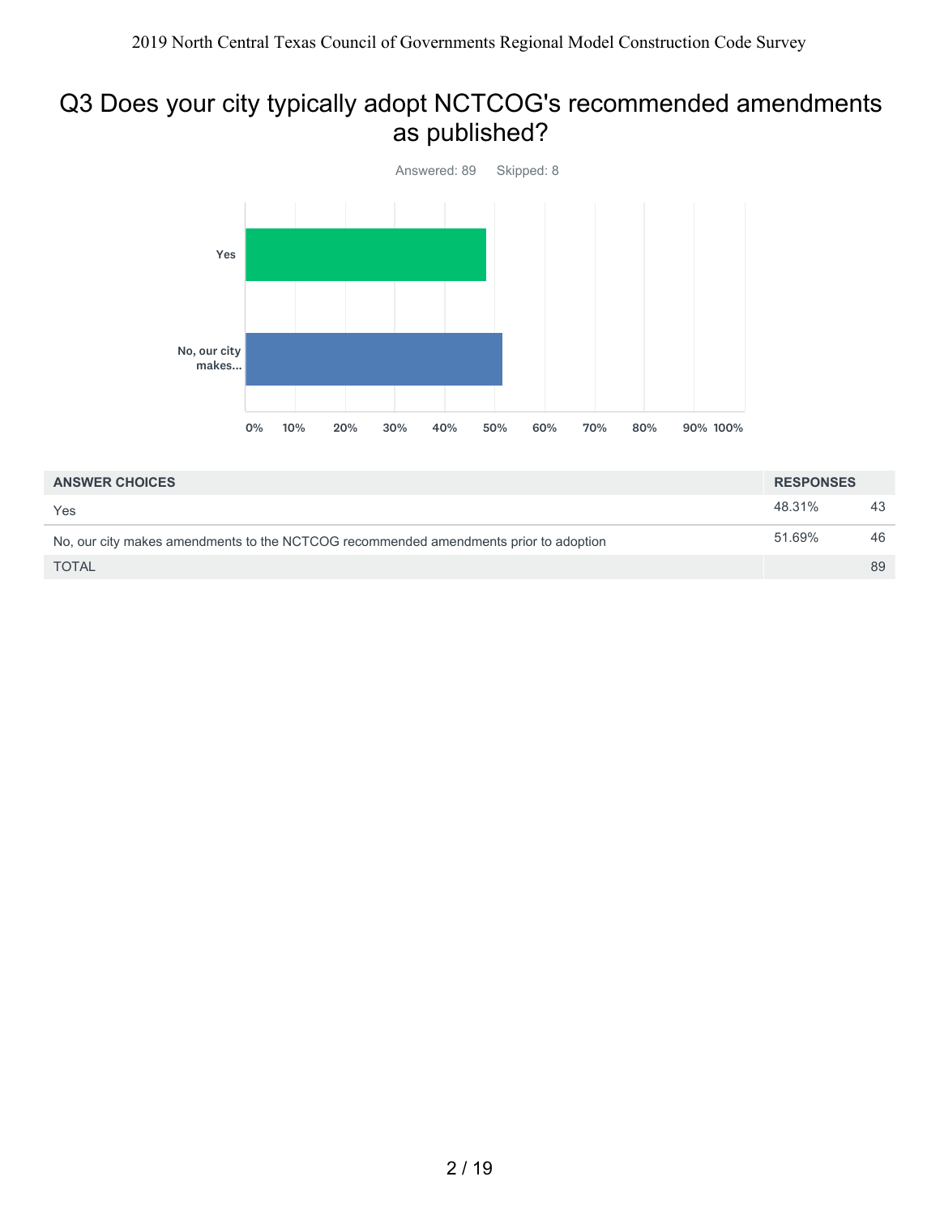## Q3 Does your city typically adopt NCTCOG's recommended amendments as published?

Answered: 89 Skipped: 8

| ANSWER CHOICES | RESPONSES | |
|---|---|---|
| Yes | 48.31% | 43 |
| No, our city makes amendments to the NCTCOG recommended amendments prior to adoption | 51.69% | 46 |
| TOTAL | | 89 |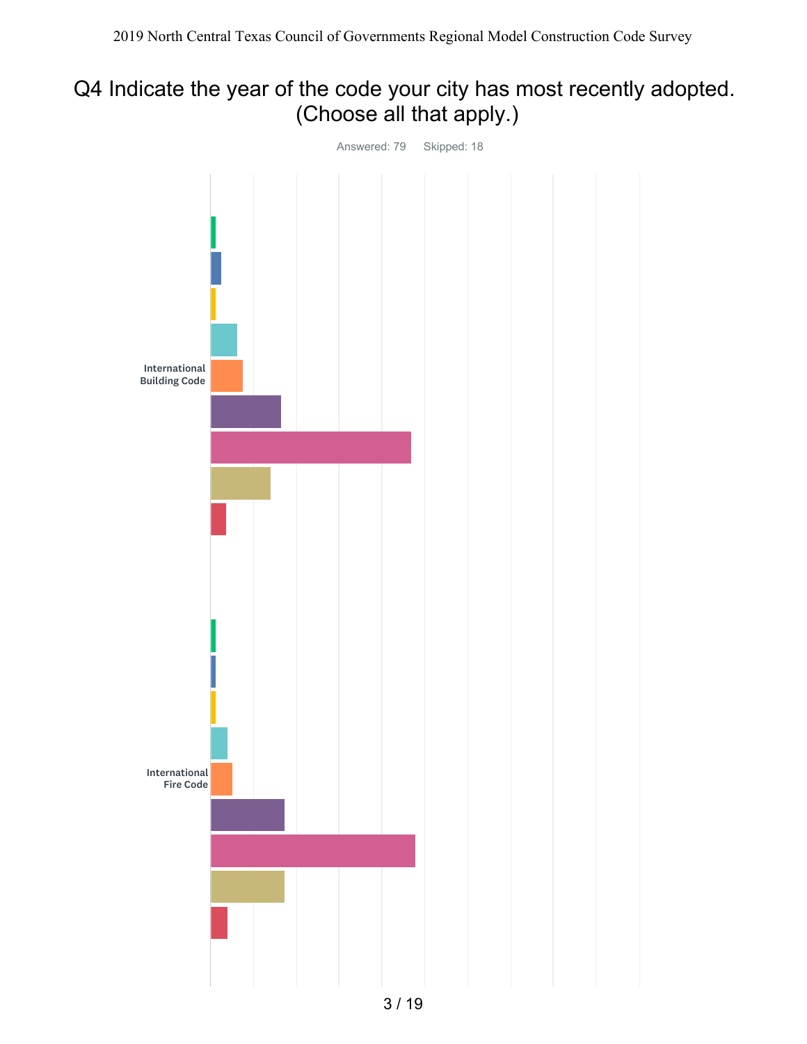# Q4 Indicate the year of the code your city has most recently adopted. (Choose all that apply.)

Answered: 79 Skipped: 18

International Building Code

International Fire Code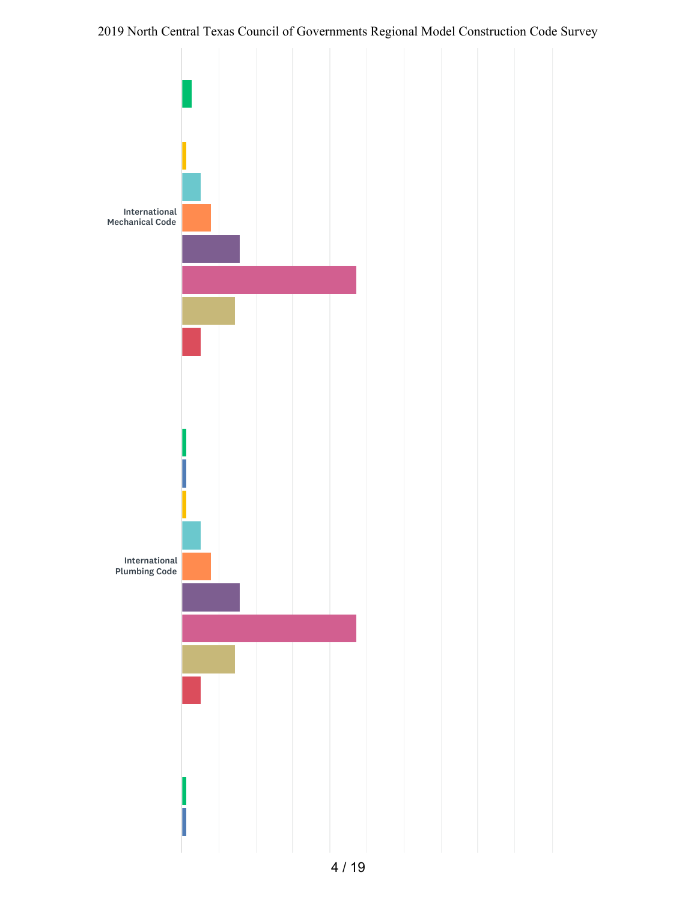International Mechanical Code

International Plumbing Code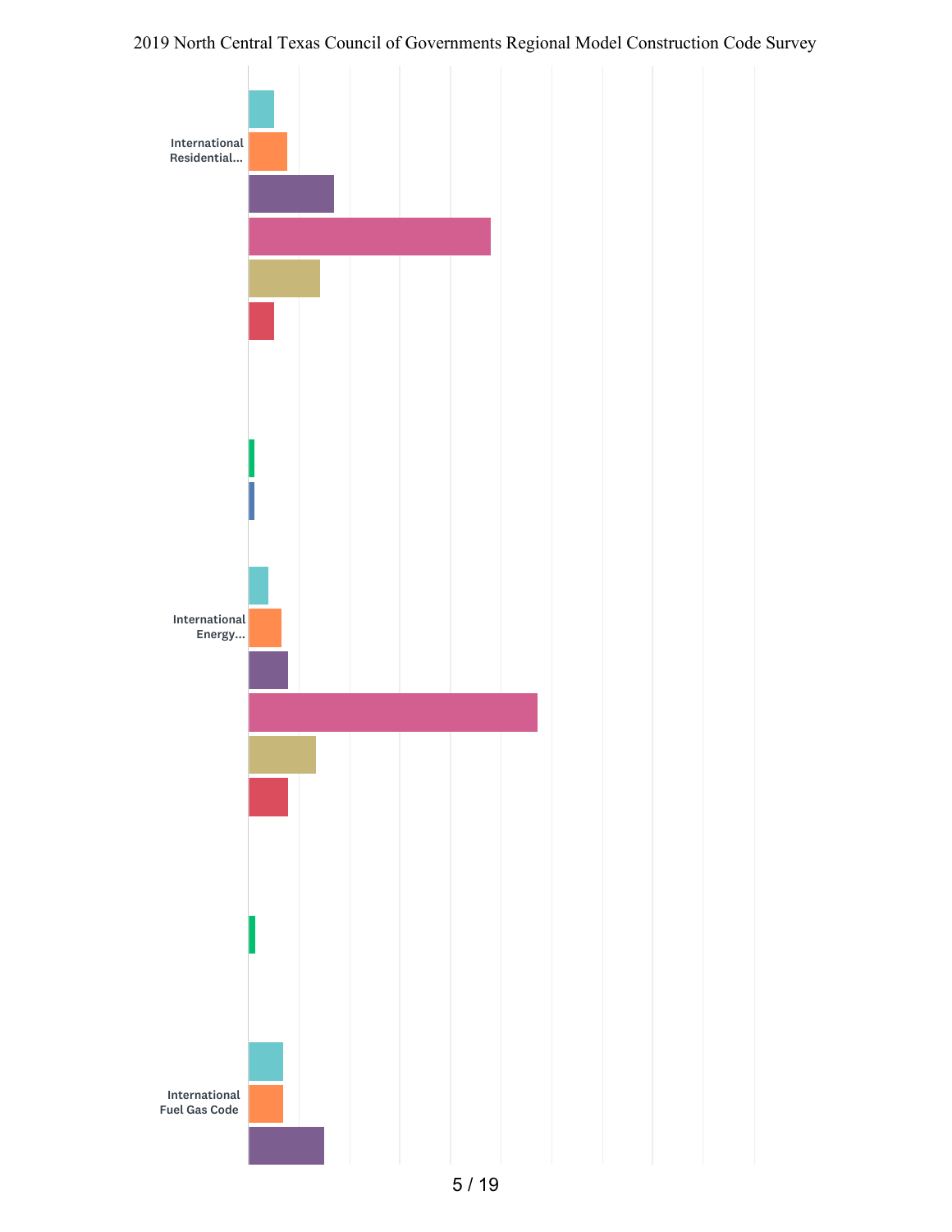International Residential...

International Energy...

International Fuel Gas Code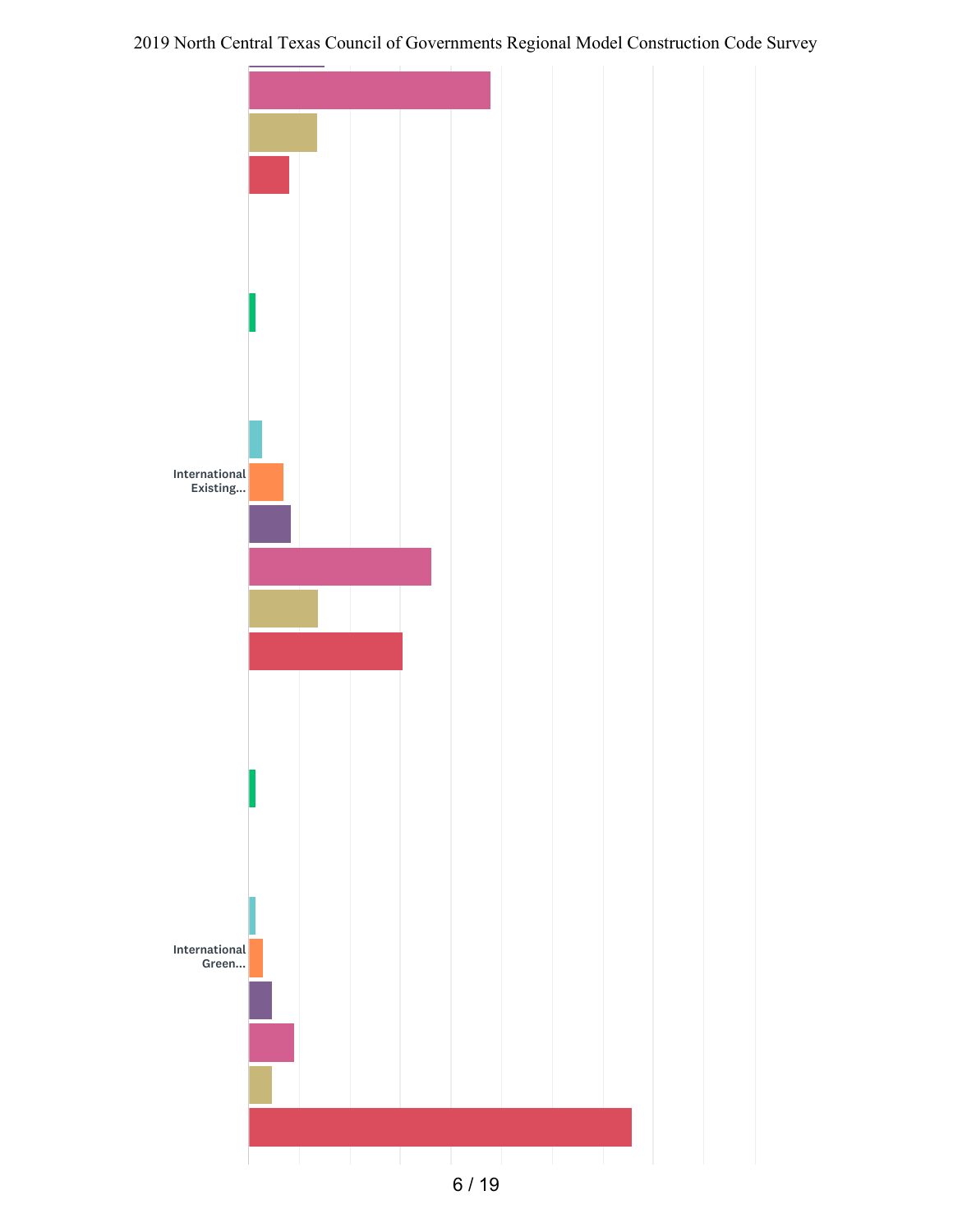International Existing...

International Green...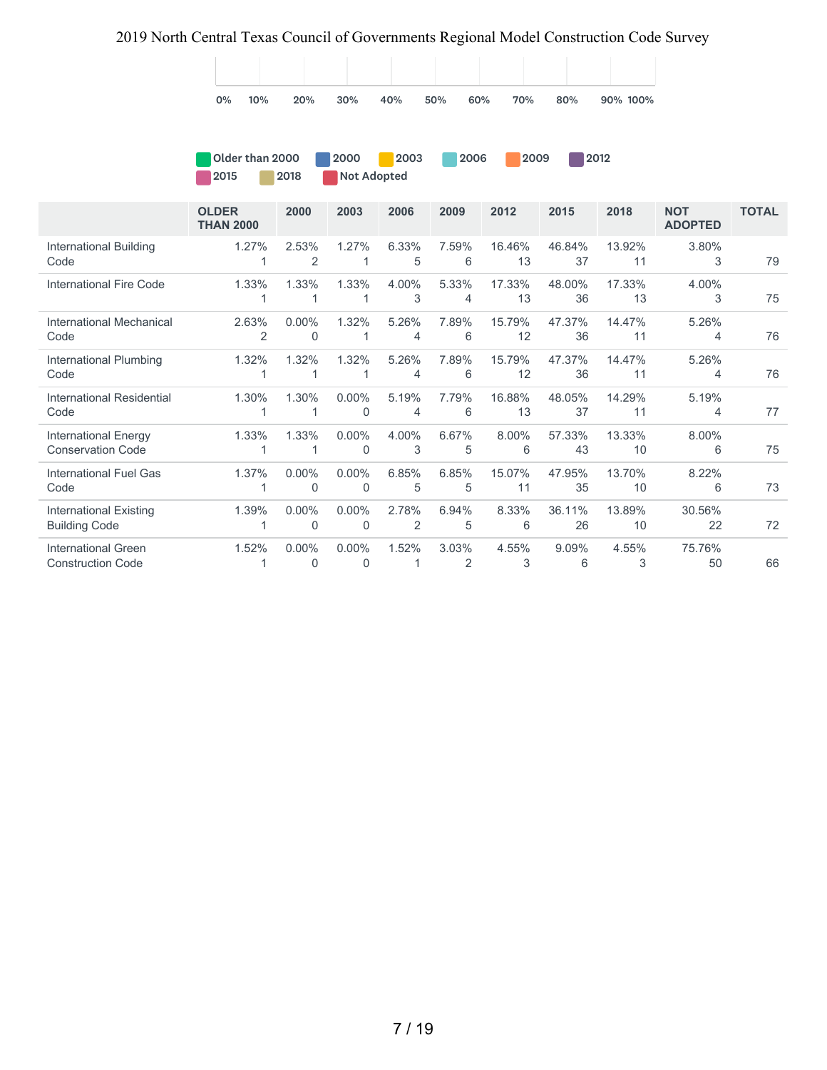0% 10% 20% 30% 40% 50% 60% 70% 80% 90% 100%

Older than 2000 | 2000 | 2003 | 2006 | 2009 | 2012 | 2015 | 2018 | Not Adopted

| | OLDER THAN 2000 | 2000 | 2003 | 2006 | 2009 | 2012 | 2015 | 2018 | NOT ADOPTED | TOTAL |
|---|---|---|---|---|---|---|---|---|---|---|
| International Building Code | 1.27% 1 | 2.53% 2 | 1.27% 1 | 6.33% 5 | 7.59% 6 | 16.46% 13 | 46.84% 37 | 13.92% 11 | 3.80% 3 | 79 |
| International Fire Code | 1.33% 1 | 1.33% 1 | 1.33% 1 | 4.00% 3 | 5.33% 4 | 17.33% 13 | 48.00% 36 | 17.33% 13 | 4.00% 3 | 75 |
| International Mechanical Code | 2.63% 2 | 0.00% 0 | 1.32% 1 | 5.26% 4 | 7.89% 6 | 15.79% 12 | 47.37% 36 | 14.47% 11 | 5.26% 4 | 76 |
| International Plumbing Code | 1.32% 1 | 1.32% 1 | 1.32% 1 | 5.26% 4 | 7.89% 6 | 15.79% 12 | 47.37% 36 | 14.47% 11 | 5.26% 4 | 76 |
| International Residential Code | 1.30% 1 | 1.30% 1 | 0.00% 0 | 5.19% 4 | 7.79% 6 | 16.88% 13 | 48.05% 37 | 14.29% 11 | 5.19% 4 | 77 |
| International Energy Conservation Code | 1.33% 1 | 1.33% 1 | 0.00% 0 | 4.00% 3 | 6.67% 5 | 8.00% 6 | 57.33% 43 | 13.33% 10 | 8.00% 6 | 75 |
| International Fuel Gas Code | 1.37% 1 | 0.00% 0 | 0.00% 0 | 6.85% 5 | 6.85% 5 | 15.07% 11 | 47.95% 35 | 13.70% 10 | 8.22% 6 | 73 |
| International Existing Building Code | 1.39% 1 | 0.00% 0 | 0.00% 0 | 2.78% 2 | 6.94% 5 | 8.33% 6 | 36.11% 26 | 13.89% 10 | 30.56% 22 | 72 |
| International Green Construction Code | 1.52% 1 | 0.00% 0 | 0.00% 0 | 1.52% 1 | 3.03% 2 | 4.55% 3 | 9.09% 6 | 4.55% 3 | 75.76% 50 | 66 |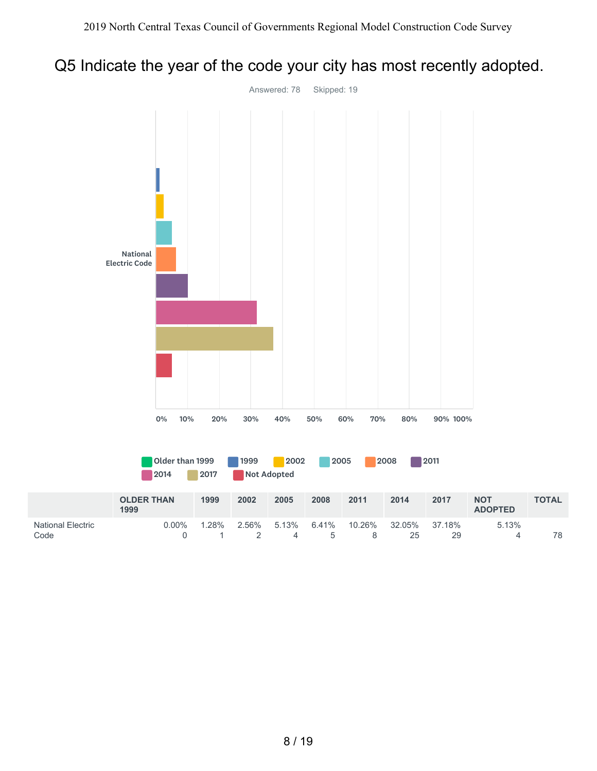# Q5 Indicate the year of the code your city has most recently adopted.

Answered: 78 Skipped: 19

| | OLDER THAN 1999 | 1999 | 2002 | 2005 | 2008 | 2011 | 2014 | 2017 | NOT ADOPTED | TOTAL |
|---|---|---|---|---|---|---|---|---|---|---|
| National Electric Code | 0.00%<br>0 | 1.28%<br>1 | 2.56%<br>2 | 5.13%<br>4 | 6.41%<br>5 | 10.26%<br>8 | 32.05%<br>25 | 37.18%<br>29 | 5.13%<br>4 | 78 |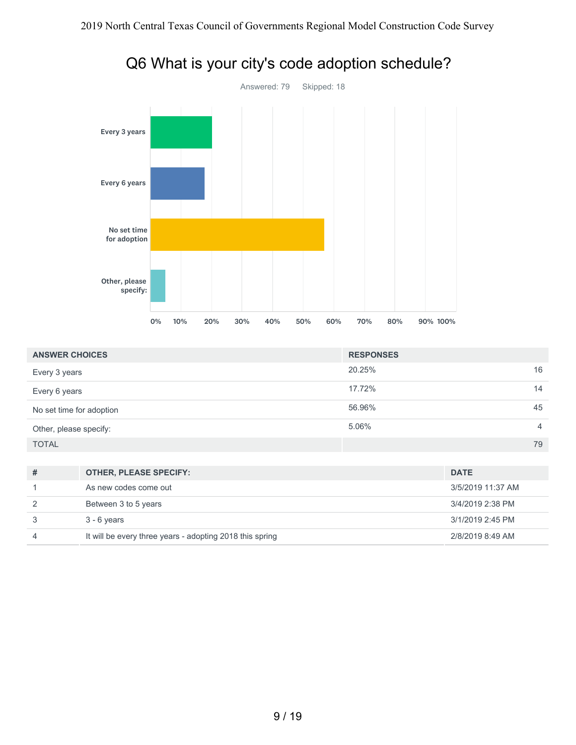## Q6 What is your city's code adoption schedule?

Answered: 79 Skipped: 18

| ANSWER CHOICES | RESPONSES | |
|---|---|---|
| Every 3 years | 20.25% | 16 |
| Every 6 years | 17.72% | 14 |
| No set time for adoption | 56.96% | 45 |
| Other, please specify: | 5.06% | 4 |
| TOTAL | | 79 |

| # | OTHER, PLEASE SPECIFY: | DATE |
|---|---|---|
| 1 | As new codes come out | 3/5/2019 11:37 AM |
| 2 | Between 3 to 5 years | 3/4/2019 2:38 PM |
| 3 | 3 - 6 years | 3/1/2019 2:45 PM |
| 4 | It will be every three years - adopting 2018 this spring | 2/8/2019 8:49 AM |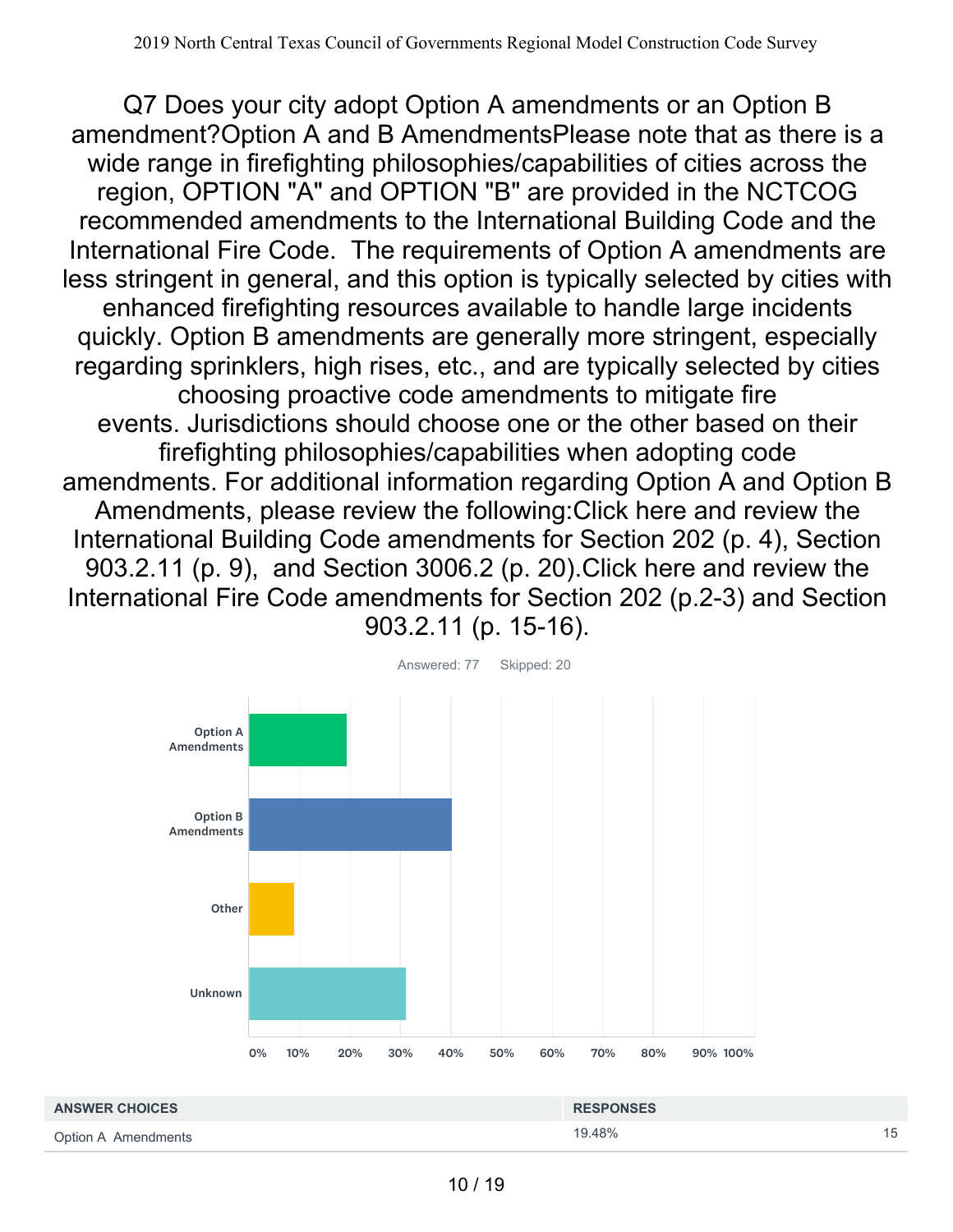## Q7 Does your city adopt Option A amendments or an Option B amendment?

Option A and B Amendments

Please note that as there is a wide range in firefighting philosophies/capabilities of cities across the region, OPTION "A" and OPTION "B" are provided in the NCTCOG recommended amendments to the International Building Code and the International Fire Code. The requirements of Option A amendments are less stringent in general, and this option is typically selected by cities with enhanced firefighting resources available to handle large incidents quickly. Option B amendments are generally more stringent, especially regarding sprinklers, high rises, etc., and are typically selected by cities choosing proactive code amendments to mitigate fire events. Jurisdictions should choose one or the other based on their firefighting philosophies/capabilities when adopting code amendments. For additional information regarding Option A and Option B Amendments, please review the following:

Click here and review the International Building Code amendments for Section 202 (p. 4), Section 903.2.11 (p. 9), and Section 3006.2 (p. 20).

Click here and review the International Fire Code amendments for Section 202 (p.2-3) and Section 903.2.11 (p. 15-16).

Answered: 77 Skipped: 20

| Answer Choice | Approx. % |
|---|---|
| Option A Amendments | ~19% |
| Option B Amendments | ~40% |
| Other | ~9% |
| Unknown | ~31% |

| ANSWER CHOICES | RESPONSES | |
|---|---|---|
| Option A Amendments | 19.48% | 15 |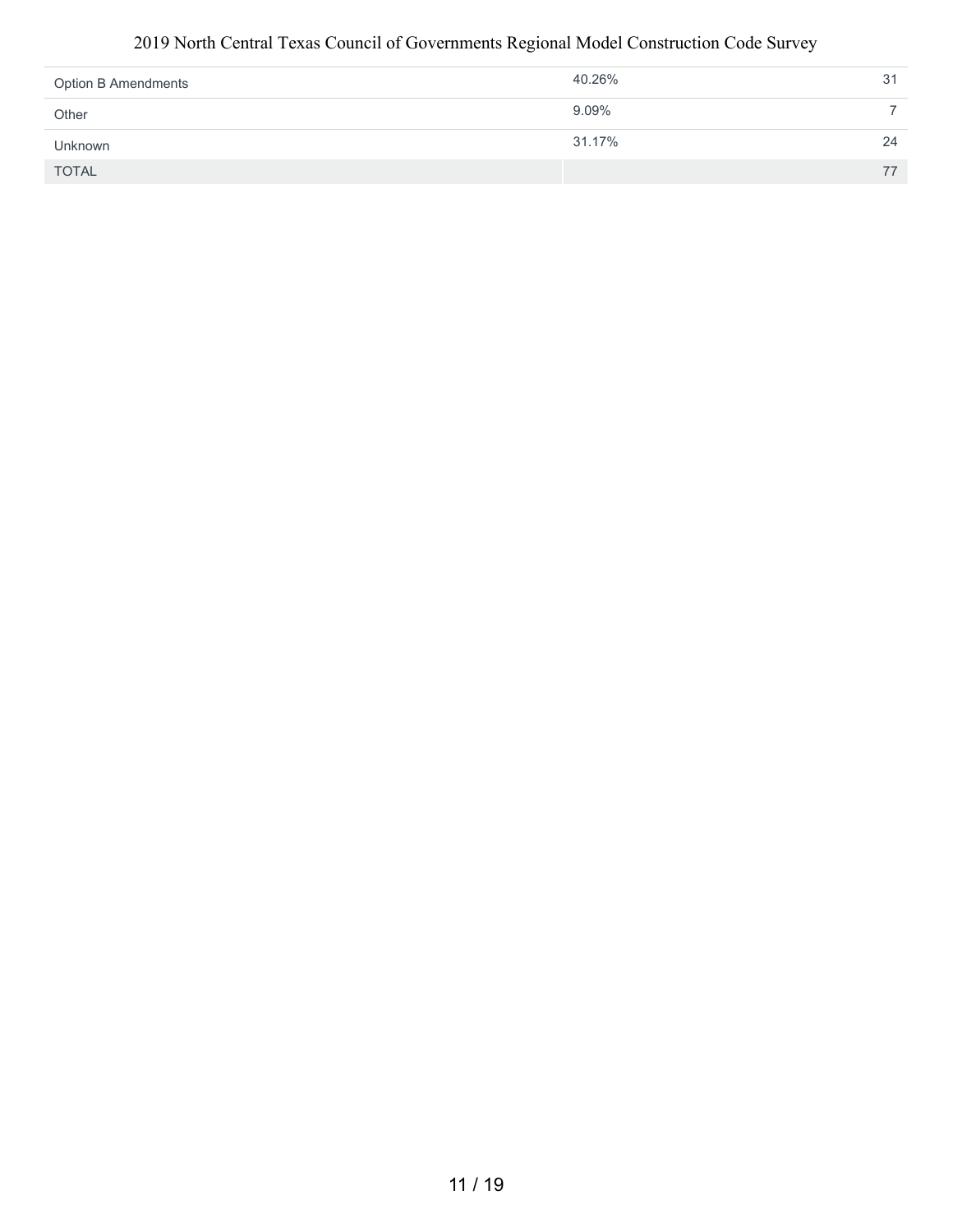| | | |
|---|---|---|
| Option B Amendments | 40.26% | 31 |
| Other | 9.09% | 7 |
| Unknown | 31.17% | 24 |
| TOTAL | | 77 |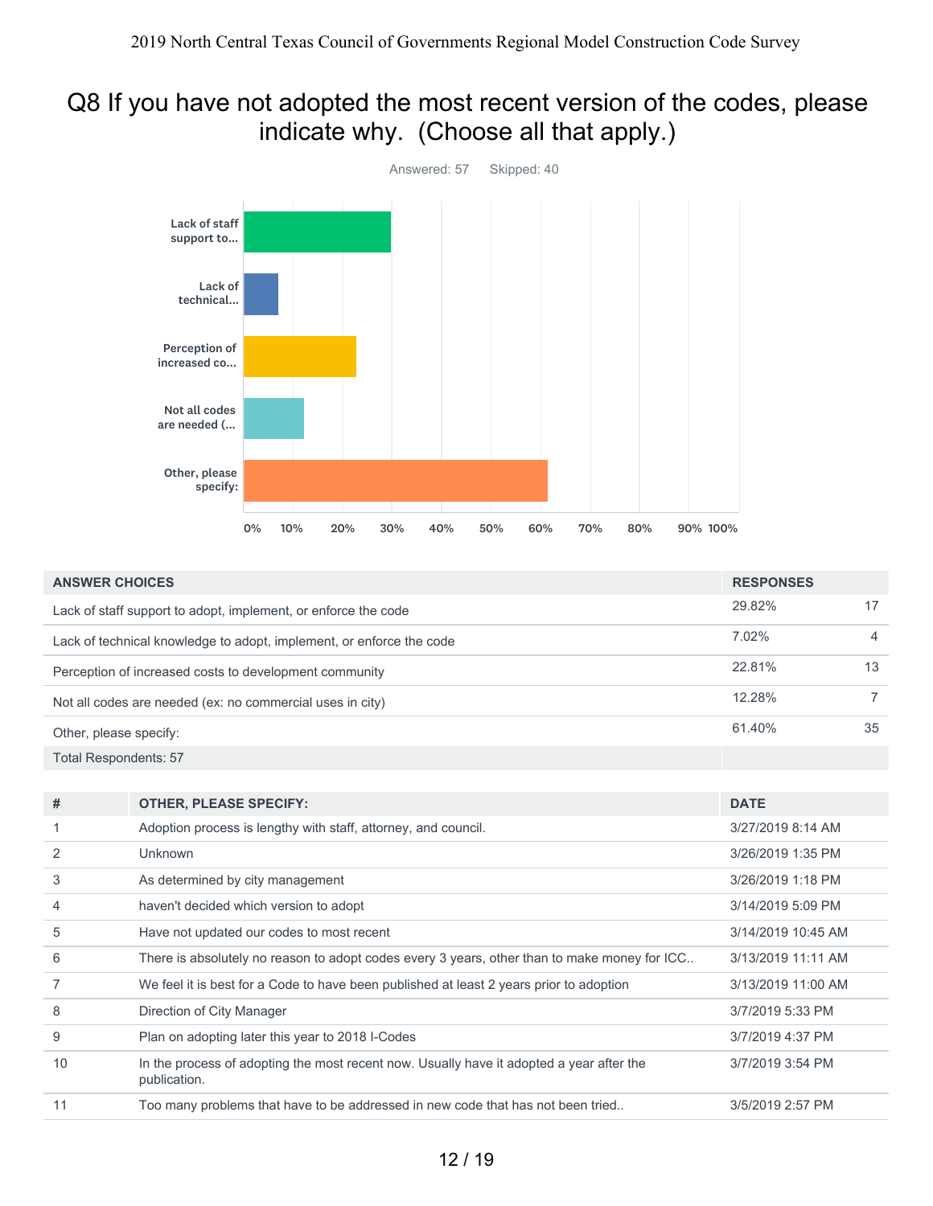# Q8 If you have not adopted the most recent version of the codes, please indicate why. (Choose all that apply.)

Answered: 57 Skipped: 40

| ANSWER CHOICES | RESPONSES | |
|---|---|---|
| Lack of staff support to adopt, implement, or enforce the code | 29.82% | 17 |
| Lack of technical knowledge to adopt, implement, or enforce the code | 7.02% | 4 |
| Perception of increased costs to development community | 22.81% | 13 |
| Not all codes are needed (ex: no commercial uses in city) | 12.28% | 7 |
| Other, please specify: | 61.40% | 35 |
| Total Respondents: 57 | | |

| # | OTHER, PLEASE SPECIFY: | DATE |
|---|---|---|
| 1 | Adoption process is lengthy with staff, attorney, and council. | 3/27/2019 8:14 AM |
| 2 | Unknown | 3/26/2019 1:35 PM |
| 3 | As determined by city management | 3/26/2019 1:18 PM |
| 4 | haven't decided which version to adopt | 3/14/2019 5:09 PM |
| 5 | Have not updated our codes to most recent | 3/14/2019 10:45 AM |
| 6 | There is absolutely no reason to adopt codes every 3 years, other than to make money for ICC.. | 3/13/2019 11:11 AM |
| 7 | We feel it is best for a Code to have been published at least 2 years prior to adoption | 3/13/2019 11:00 AM |
| 8 | Direction of City Manager | 3/7/2019 5:33 PM |
| 9 | Plan on adopting later this year to 2018 I-Codes | 3/7/2019 4:37 PM |
| 10 | In the process of adopting the most recent now. Usually have it adopted a year after the publication. | 3/7/2019 3:54 PM |
| 11 | Too many problems that have to be addressed in new code that has not been tried.. | 3/5/2019 2:57 PM |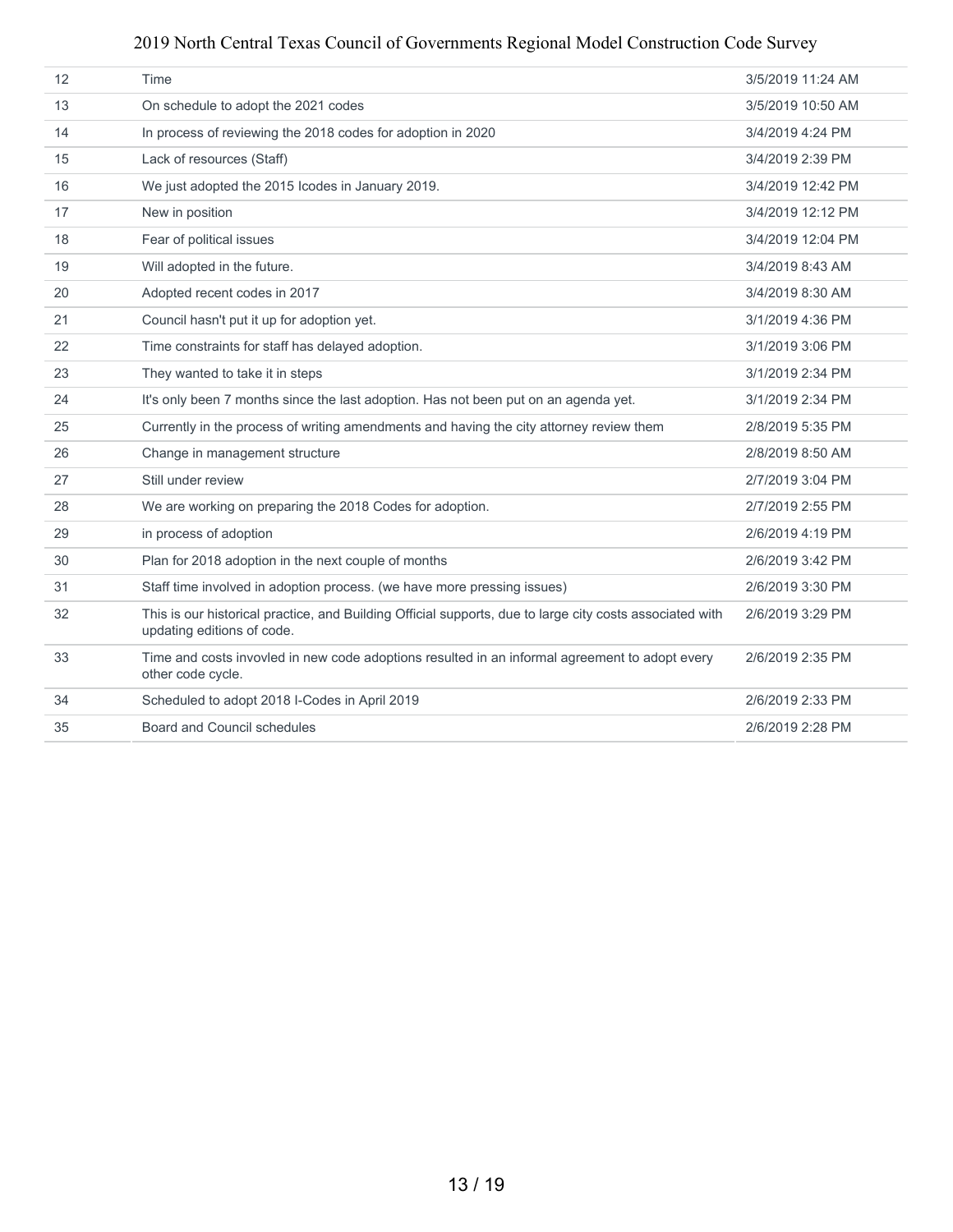| | | |
|---|---|---|
| 12 | Time | 3/5/2019 11:24 AM |
| 13 | On schedule to adopt the 2021 codes | 3/5/2019 10:50 AM |
| 14 | In process of reviewing the 2018 codes for adoption in 2020 | 3/4/2019 4:24 PM |
| 15 | Lack of resources (Staff) | 3/4/2019 2:39 PM |
| 16 | We just adopted the 2015 Icodes in January 2019. | 3/4/2019 12:42 PM |
| 17 | New in position | 3/4/2019 12:12 PM |
| 18 | Fear of political issues | 3/4/2019 12:04 PM |
| 19 | Will adopted in the future. | 3/4/2019 8:43 AM |
| 20 | Adopted recent codes in 2017 | 3/4/2019 8:30 AM |
| 21 | Council hasn't put it up for adoption yet. | 3/1/2019 4:36 PM |
| 22 | Time constraints for staff has delayed adoption. | 3/1/2019 3:06 PM |
| 23 | They wanted to take it in steps | 3/1/2019 2:34 PM |
| 24 | It's only been 7 months since the last adoption. Has not been put on an agenda yet. | 3/1/2019 2:34 PM |
| 25 | Currently in the process of writing amendments and having the city attorney review them | 2/8/2019 5:35 PM |
| 26 | Change in management structure | 2/8/2019 8:50 AM |
| 27 | Still under review | 2/7/2019 3:04 PM |
| 28 | We are working on preparing the 2018 Codes for adoption. | 2/7/2019 2:55 PM |
| 29 | in process of adoption | 2/6/2019 4:19 PM |
| 30 | Plan for 2018 adoption in the next couple of months | 2/6/2019 3:42 PM |
| 31 | Staff time involved in adoption process. (we have more pressing issues) | 2/6/2019 3:30 PM |
| 32 | This is our historical practice, and Building Official supports, due to large city costs associated with updating editions of code. | 2/6/2019 3:29 PM |
| 33 | Time and costs invovled in new code adoptions resulted in an informal agreement to adopt every other code cycle. | 2/6/2019 2:35 PM |
| 34 | Scheduled to adopt 2018 I-Codes in April 2019 | 2/6/2019 2:33 PM |
| 35 | Board and Council schedules | 2/6/2019 2:28 PM |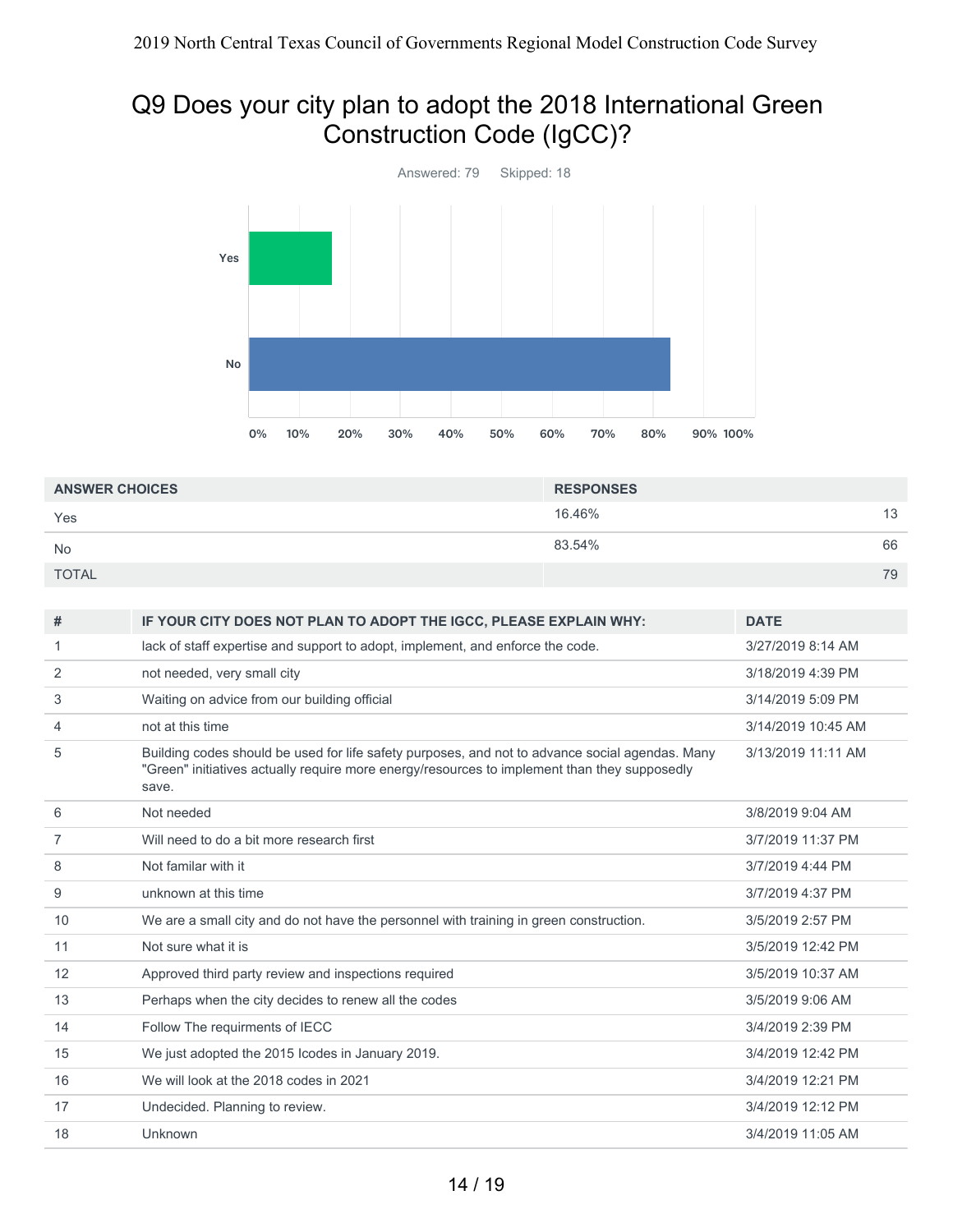# Q9 Does your city plan to adopt the 2018 International Green Construction Code (IgCC)?

Answered: 79 Skipped: 18

| ANSWER CHOICES | RESPONSES | |
|---|---|---|
| Yes | 16.46% | 13 |
| No | 83.54% | 66 |
| TOTAL | | 79 |

| # | IF YOUR CITY DOES NOT PLAN TO ADOPT THE IGCC, PLEASE EXPLAIN WHY: | DATE |
|---|---|---|
| 1 | lack of staff expertise and support to adopt, implement, and enforce the code. | 3/27/2019 8:14 AM |
| 2 | not needed, very small city | 3/18/2019 4:39 PM |
| 3 | Waiting on advice from our building official | 3/14/2019 5:09 PM |
| 4 | not at this time | 3/14/2019 10:45 AM |
| 5 | Building codes should be used for life safety purposes, and not to advance social agendas. Many "Green" initiatives actually require more energy/resources to implement than they supposedly save. | 3/13/2019 11:11 AM |
| 6 | Not needed | 3/8/2019 9:04 AM |
| 7 | Will need to do a bit more research first | 3/7/2019 11:37 PM |
| 8 | Not familar with it | 3/7/2019 4:44 PM |
| 9 | unknown at this time | 3/7/2019 4:37 PM |
| 10 | We are a small city and do not have the personnel with training in green construction. | 3/5/2019 2:57 PM |
| 11 | Not sure what it is | 3/5/2019 12:42 PM |
| 12 | Approved third party review and inspections required | 3/5/2019 10:37 AM |
| 13 | Perhaps when the city decides to renew all the codes | 3/5/2019 9:06 AM |
| 14 | Follow The requirments of IECC | 3/4/2019 2:39 PM |
| 15 | We just adopted the 2015 Icodes in January 2019. | 3/4/2019 12:42 PM |
| 16 | We will look at the 2018 codes in 2021 | 3/4/2019 12:21 PM |
| 17 | Undecided. Planning to review. | 3/4/2019 12:12 PM |
| 18 | Unknown | 3/4/2019 11:05 AM |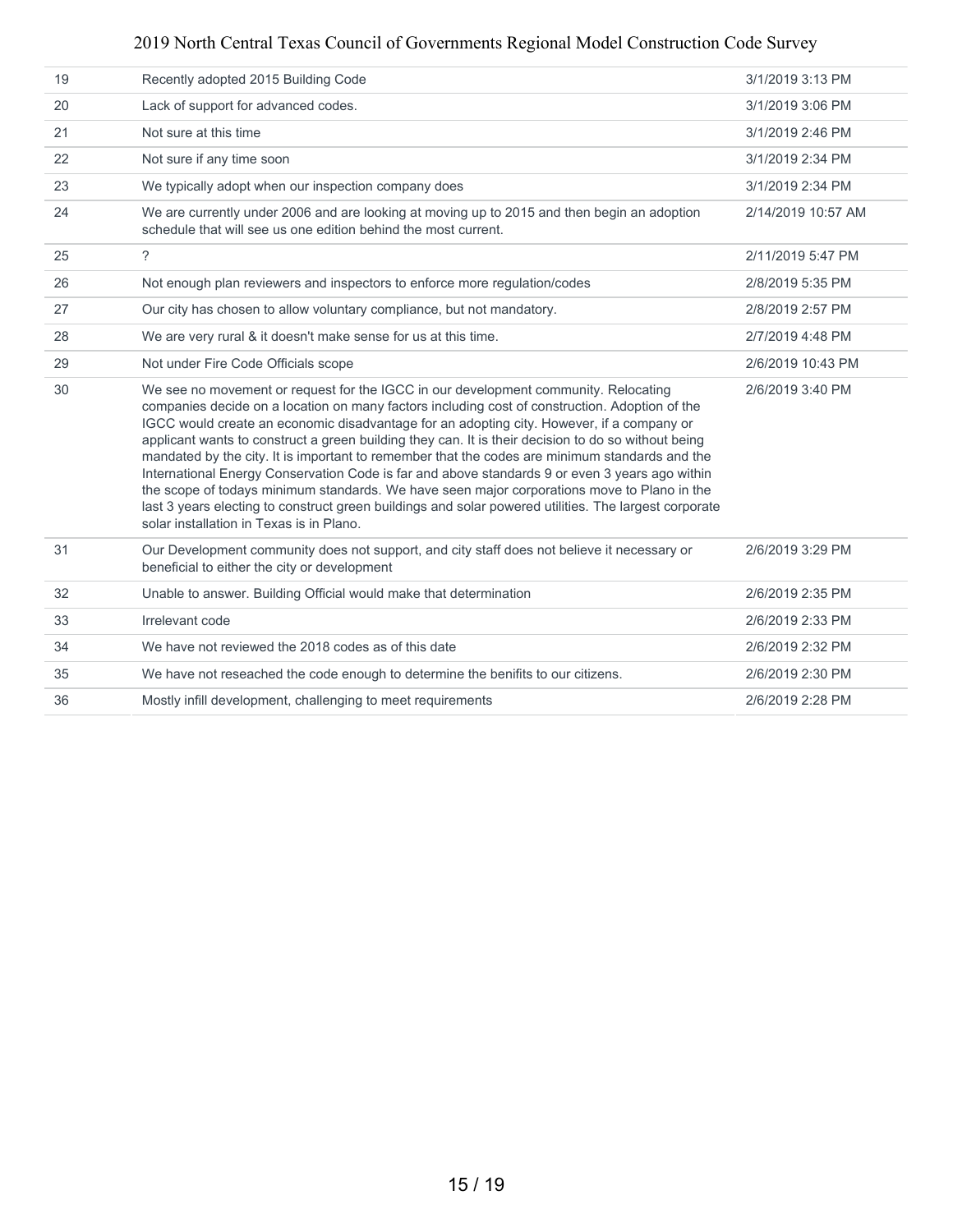| | | |
|---|---|---|
| 19 | Recently adopted 2015 Building Code | 3/1/2019 3:13 PM |
| 20 | Lack of support for advanced codes. | 3/1/2019 3:06 PM |
| 21 | Not sure at this time | 3/1/2019 2:46 PM |
| 22 | Not sure if any time soon | 3/1/2019 2:34 PM |
| 23 | We typically adopt when our inspection company does | 3/1/2019 2:34 PM |
| 24 | We are currently under 2006 and are looking at moving up to 2015 and then begin an adoption schedule that will see us one edition behind the most current. | 2/14/2019 10:57 AM |
| 25 | ? | 2/11/2019 5:47 PM |
| 26 | Not enough plan reviewers and inspectors to enforce more regulation/codes | 2/8/2019 5:35 PM |
| 27 | Our city has chosen to allow voluntary compliance, but not mandatory. | 2/8/2019 2:57 PM |
| 28 | We are very rural & it doesn't make sense for us at this time. | 2/7/2019 4:48 PM |
| 29 | Not under Fire Code Officials scope | 2/6/2019 10:43 PM |
| 30 | We see no movement or request for the IGCC in our development community. Relocating companies decide on a location on many factors including cost of construction. Adoption of the IGCC would create an economic disadvantage for an adopting city. However, if a company or applicant wants to construct a green building they can. It is their decision to do so without being mandated by the city. It is important to remember that the codes are minimum standards and the International Energy Conservation Code is far and above standards 9 or even 3 years ago within the scope of todays minimum standards. We have seen major corporations move to Plano in the last 3 years electing to construct green buildings and solar powered utilities. The largest corporate solar installation in Texas is in Plano. | 2/6/2019 3:40 PM |
| 31 | Our Development community does not support, and city staff does not believe it necessary or beneficial to either the city or development | 2/6/2019 3:29 PM |
| 32 | Unable to answer. Building Official would make that determination | 2/6/2019 2:35 PM |
| 33 | Irrelevant code | 2/6/2019 2:33 PM |
| 34 | We have not reviewed the 2018 codes as of this date | 2/6/2019 2:32 PM |
| 35 | We have not reseached the code enough to determine the benifits to our citizens. | 2/6/2019 2:30 PM |
| 36 | Mostly infill development, challenging to meet requirements | 2/6/2019 2:28 PM |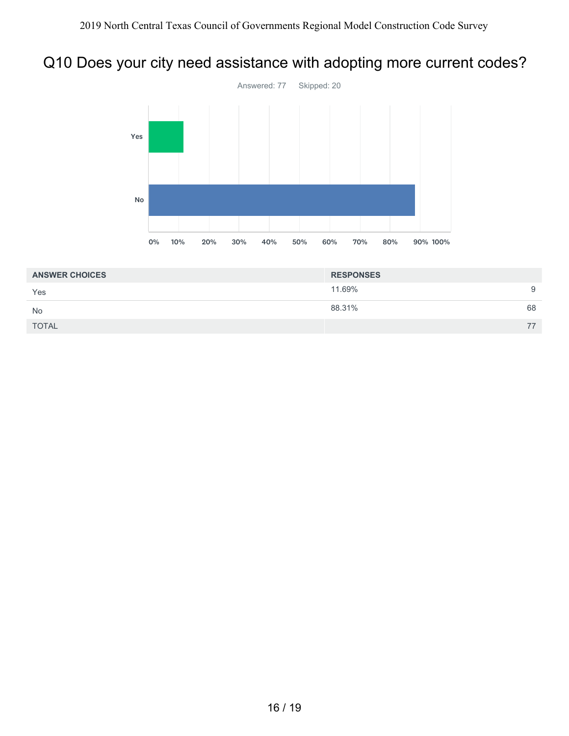## Q10 Does your city need assistance with adopting more current codes?

Answered: 77 Skipped: 20

| ANSWER CHOICES | RESPONSES | |
|---|---|---|
| Yes | 11.69% | 9 |
| No | 88.31% | 68 |
| TOTAL | | 77 |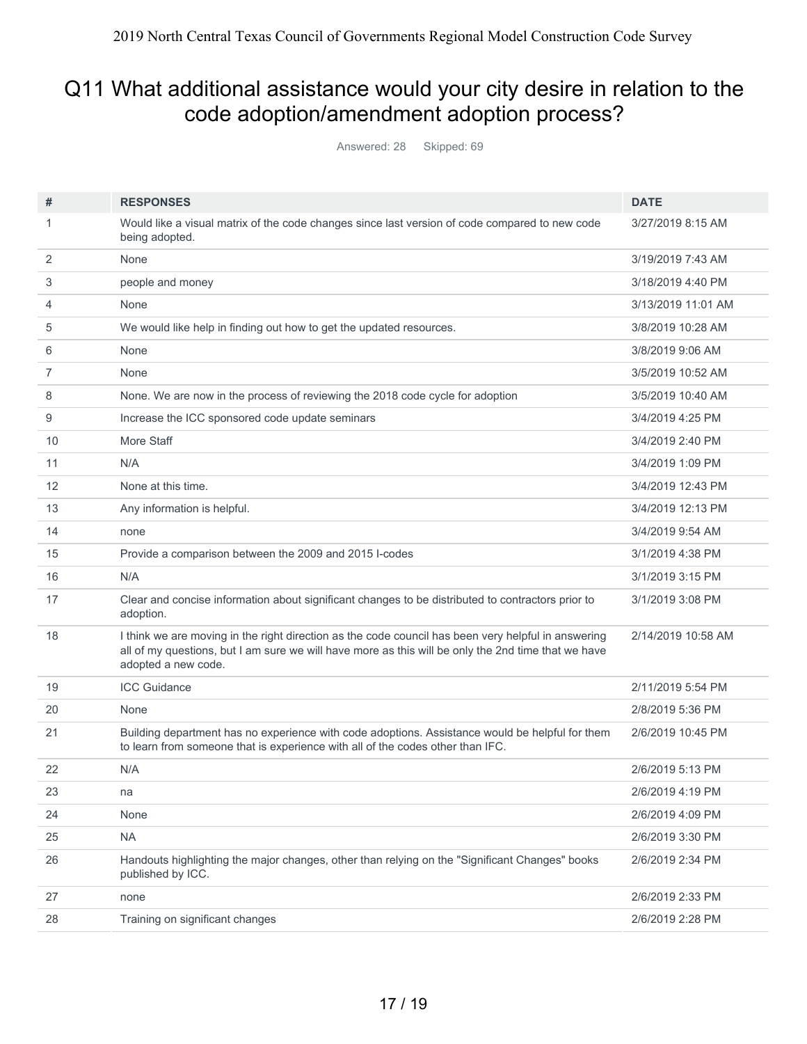# Q11 What additional assistance would your city desire in relation to the code adoption/amendment adoption process?

Answered: 28 Skipped: 69

| # | RESPONSES | DATE |
|---|---|---|
| 1 | Would like a visual matrix of the code changes since last version of code compared to new code being adopted. | 3/27/2019 8:15 AM |
| 2 | None | 3/19/2019 7:43 AM |
| 3 | people and money | 3/18/2019 4:40 PM |
| 4 | None | 3/13/2019 11:01 AM |
| 5 | We would like help in finding out how to get the updated resources. | 3/8/2019 10:28 AM |
| 6 | None | 3/8/2019 9:06 AM |
| 7 | None | 3/5/2019 10:52 AM |
| 8 | None. We are now in the process of reviewing the 2018 code cycle for adoption | 3/5/2019 10:40 AM |
| 9 | Increase the ICC sponsored code update seminars | 3/4/2019 4:25 PM |
| 10 | More Staff | 3/4/2019 2:40 PM |
| 11 | N/A | 3/4/2019 1:09 PM |
| 12 | None at this time. | 3/4/2019 12:43 PM |
| 13 | Any information is helpful. | 3/4/2019 12:13 PM |
| 14 | none | 3/4/2019 9:54 AM |
| 15 | Provide a comparison between the 2009 and 2015 I-codes | 3/1/2019 4:38 PM |
| 16 | N/A | 3/1/2019 3:15 PM |
| 17 | Clear and concise information about significant changes to be distributed to contractors prior to adoption. | 3/1/2019 3:08 PM |
| 18 | I think we are moving in the right direction as the code council has been very helpful in answering all of my questions, but I am sure we will have more as this will be only the 2nd time that we have adopted a new code. | 2/14/2019 10:58 AM |
| 19 | ICC Guidance | 2/11/2019 5:54 PM |
| 20 | None | 2/8/2019 5:36 PM |
| 21 | Building department has no experience with code adoptions. Assistance would be helpful for them to learn from someone that is experience with all of the codes other than IFC. | 2/6/2019 10:45 PM |
| 22 | N/A | 2/6/2019 5:13 PM |
| 23 | na | 2/6/2019 4:19 PM |
| 24 | None | 2/6/2019 4:09 PM |
| 25 | NA | 2/6/2019 3:30 PM |
| 26 | Handouts highlighting the major changes, other than relying on the "Significant Changes" books published by ICC. | 2/6/2019 2:34 PM |
| 27 | none | 2/6/2019 2:33 PM |
| 28 | Training on significant changes | 2/6/2019 2:28 PM |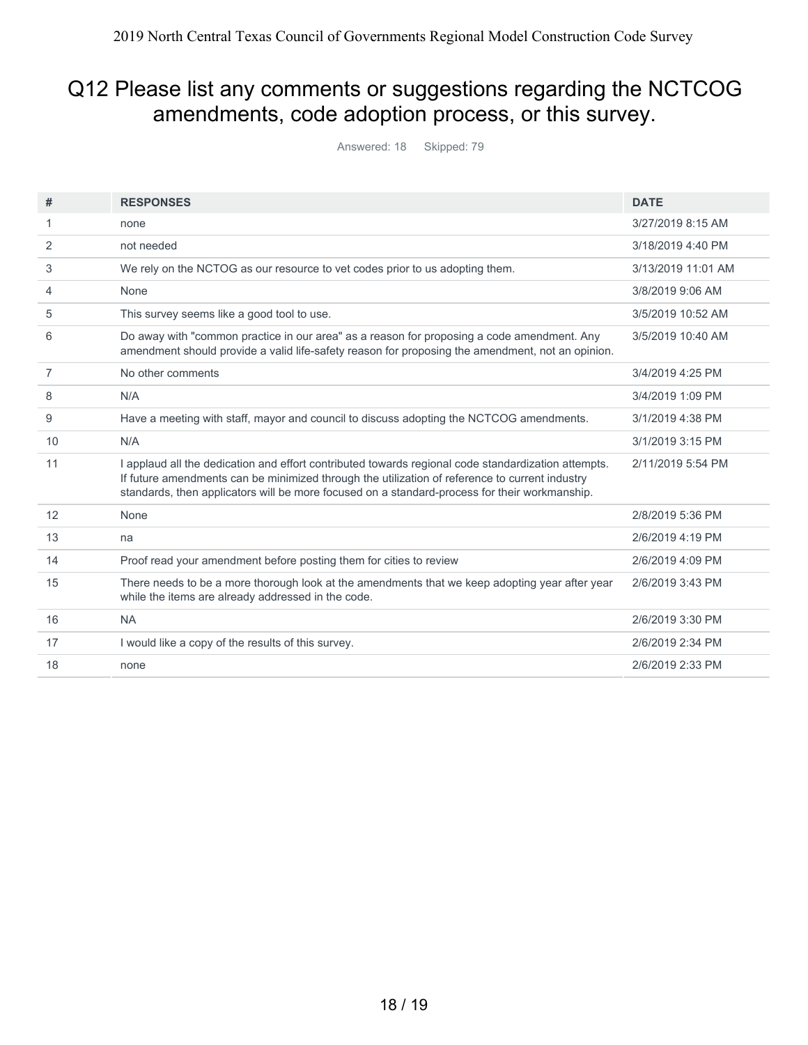## Q12 Please list any comments or suggestions regarding the NCTCOG amendments, code adoption process, or this survey.

Answered: 18 Skipped: 79

| # | RESPONSES | DATE |
|---|---|---|
| 1 | none | 3/27/2019 8:15 AM |
| 2 | not needed | 3/18/2019 4:40 PM |
| 3 | We rely on the NCTOG as our resource to vet codes prior to us adopting them. | 3/13/2019 11:01 AM |
| 4 | None | 3/8/2019 9:06 AM |
| 5 | This survey seems like a good tool to use. | 3/5/2019 10:52 AM |
| 6 | Do away with "common practice in our area" as a reason for proposing a code amendment. Any amendment should provide a valid life-safety reason for proposing the amendment, not an opinion. | 3/5/2019 10:40 AM |
| 7 | No other comments | 3/4/2019 4:25 PM |
| 8 | N/A | 3/4/2019 1:09 PM |
| 9 | Have a meeting with staff, mayor and council to discuss adopting the NCTCOG amendments. | 3/1/2019 4:38 PM |
| 10 | N/A | 3/1/2019 3:15 PM |
| 11 | I applaud all the dedication and effort contributed towards regional code standardization attempts. If future amendments can be minimized through the utilization of reference to current industry standards, then applicators will be more focused on a standard-process for their workmanship. | 2/11/2019 5:54 PM |
| 12 | None | 2/8/2019 5:36 PM |
| 13 | na | 2/6/2019 4:19 PM |
| 14 | Proof read your amendment before posting them for cities to review | 2/6/2019 4:09 PM |
| 15 | There needs to be a more thorough look at the amendments that we keep adopting year after year while the items are already addressed in the code. | 2/6/2019 3:43 PM |
| 16 | NA | 2/6/2019 3:30 PM |
| 17 | I would like a copy of the results of this survey. | 2/6/2019 2:34 PM |
| 18 | none | 2/6/2019 2:33 PM |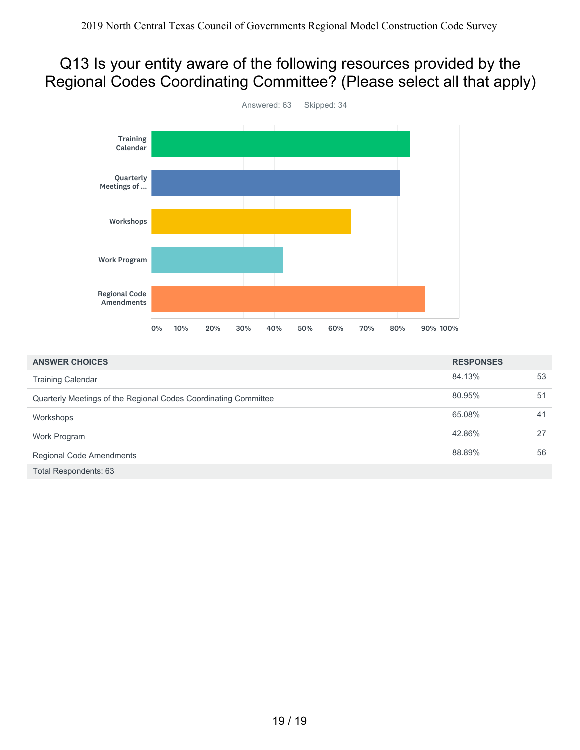# Q13 Is your entity aware of the following resources provided by the Regional Codes Coordinating Committee? (Please select all that apply)

Answered: 63 Skipped: 34

Training Calendar

Quarterly Meetings of ...

Workshops

Work Program

Regional Code Amendments

0% 10% 20% 30% 40% 50% 60% 70% 80% 90% 100%

| ANSWER CHOICES | RESPONSES | |
|---|---|---|
| Training Calendar | 84.13% | 53 |
| Quarterly Meetings of the Regional Codes Coordinating Committee | 80.95% | 51 |
| Workshops | 65.08% | 41 |
| Work Program | 42.86% | 27 |
| Regional Code Amendments | 88.89% | 56 |
| Total Respondents: 63 | | |